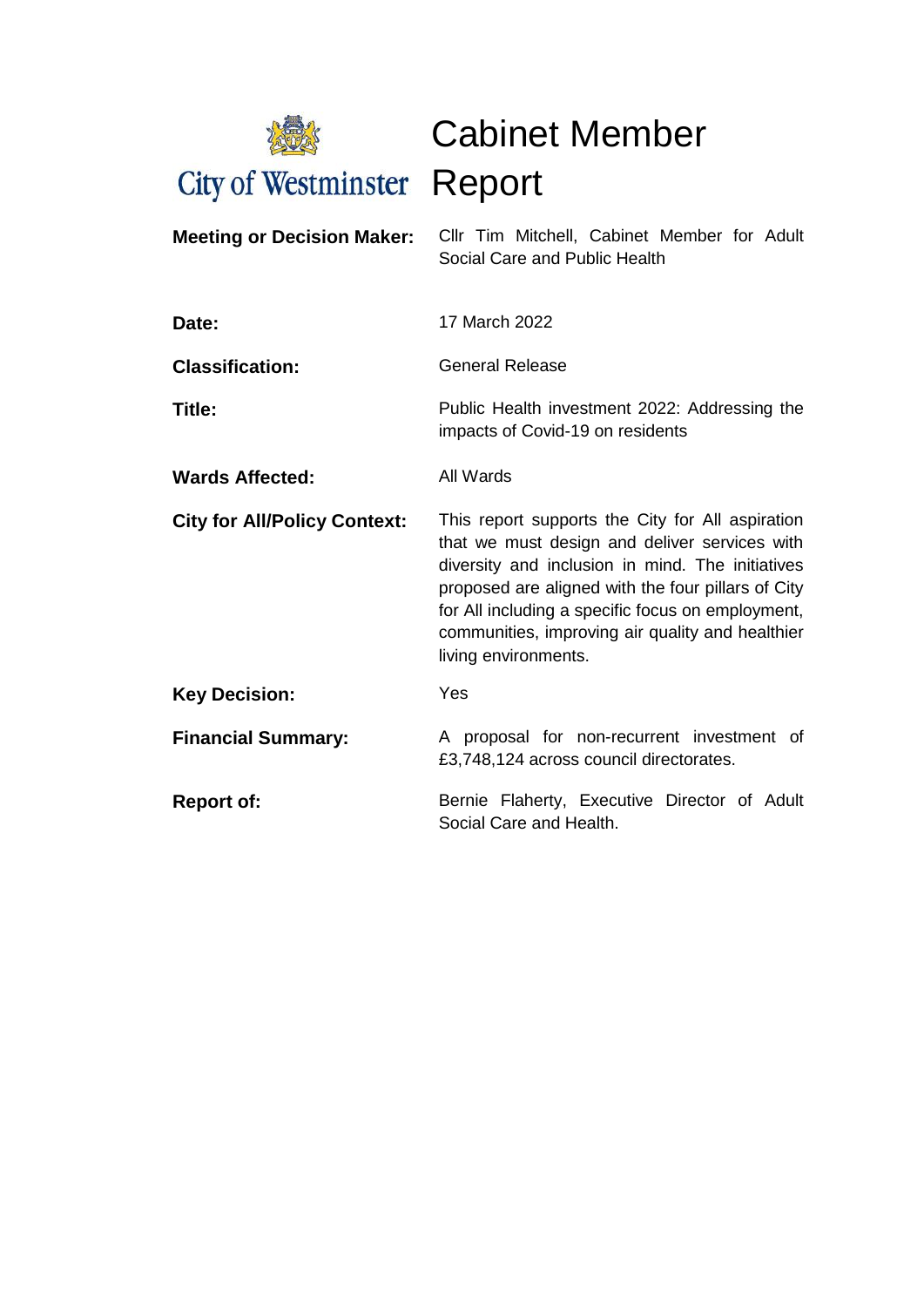City of Westminster

# Cabinet Member Report

| | |
|---|---|
| **Meeting or Decision Maker:** | Cllr Tim Mitchell, Cabinet Member for Adult Social Care and Public Health |
| **Date:** | 17 March 2022 |
| **Classification:** | General Release |
| **Title:** | Public Health investment 2022: Addressing the impacts of Covid-19 on residents |
| **Wards Affected:** | All Wards |
| **City for All/Policy Context:** | This report supports the City for All aspiration that we must design and deliver services with diversity and inclusion in mind. The initiatives proposed are aligned with the four pillars of City for All including a specific focus on employment, communities, improving air quality and healthier living environments. |
| **Key Decision:** | Yes |
| **Financial Summary:** | A proposal for non-recurrent investment of £3,748,124 across council directorates. |
| **Report of:** | Bernie Flaherty, Executive Director of Adult Social Care and Health. |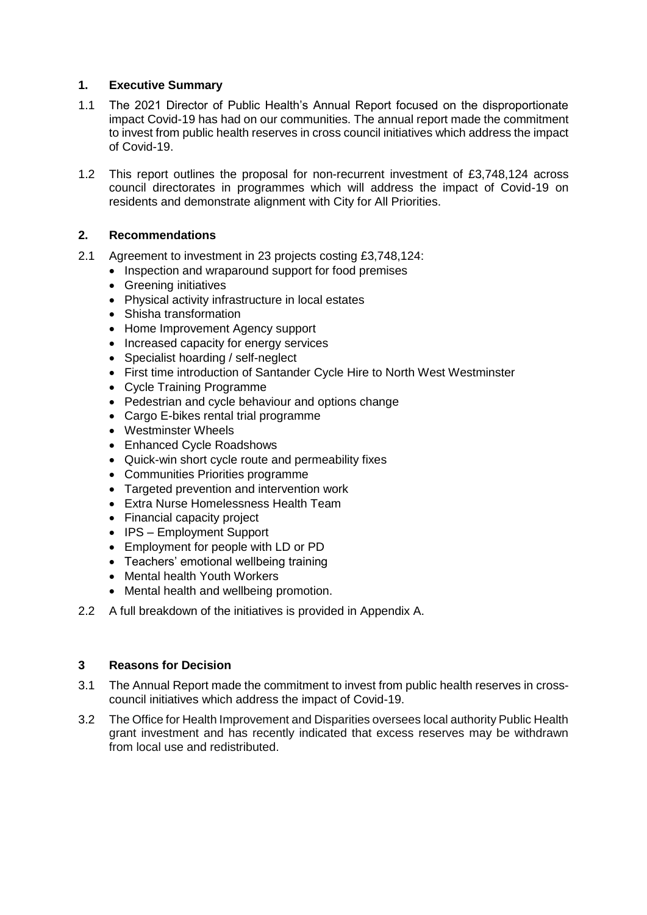## 1. Executive Summary

1.1 The 2021 Director of Public Health's Annual Report focused on the disproportionate impact Covid-19 has had on our communities. The annual report made the commitment to invest from public health reserves in cross council initiatives which address the impact of Covid-19.

1.2 This report outlines the proposal for non-recurrent investment of £3,748,124 across council directorates in programmes which will address the impact of Covid-19 on residents and demonstrate alignment with City for All Priorities.

## 2. Recommendations

2.1 Agreement to investment in 23 projects costing £3,748,124:

- Inspection and wraparound support for food premises
- Greening initiatives
- Physical activity infrastructure in local estates
- Shisha transformation
- Home Improvement Agency support
- Increased capacity for energy services
- Specialist hoarding / self-neglect
- First time introduction of Santander Cycle Hire to North West Westminster
- Cycle Training Programme
- Pedestrian and cycle behaviour and options change
- Cargo E-bikes rental trial programme
- Westminster Wheels
- Enhanced Cycle Roadshows
- Quick-win short cycle route and permeability fixes
- Communities Priorities programme
- Targeted prevention and intervention work
- Extra Nurse Homelessness Health Team
- Financial capacity project
- IPS – Employment Support
- Employment for people with LD or PD
- Teachers' emotional wellbeing training
- Mental health Youth Workers
- Mental health and wellbeing promotion.

2.2 A full breakdown of the initiatives is provided in Appendix A.

## 3 Reasons for Decision

3.1 The Annual Report made the commitment to invest from public health reserves in cross-council initiatives which address the impact of Covid-19.

3.2 The Office for Health Improvement and Disparities oversees local authority Public Health grant investment and has recently indicated that excess reserves may be withdrawn from local use and redistributed.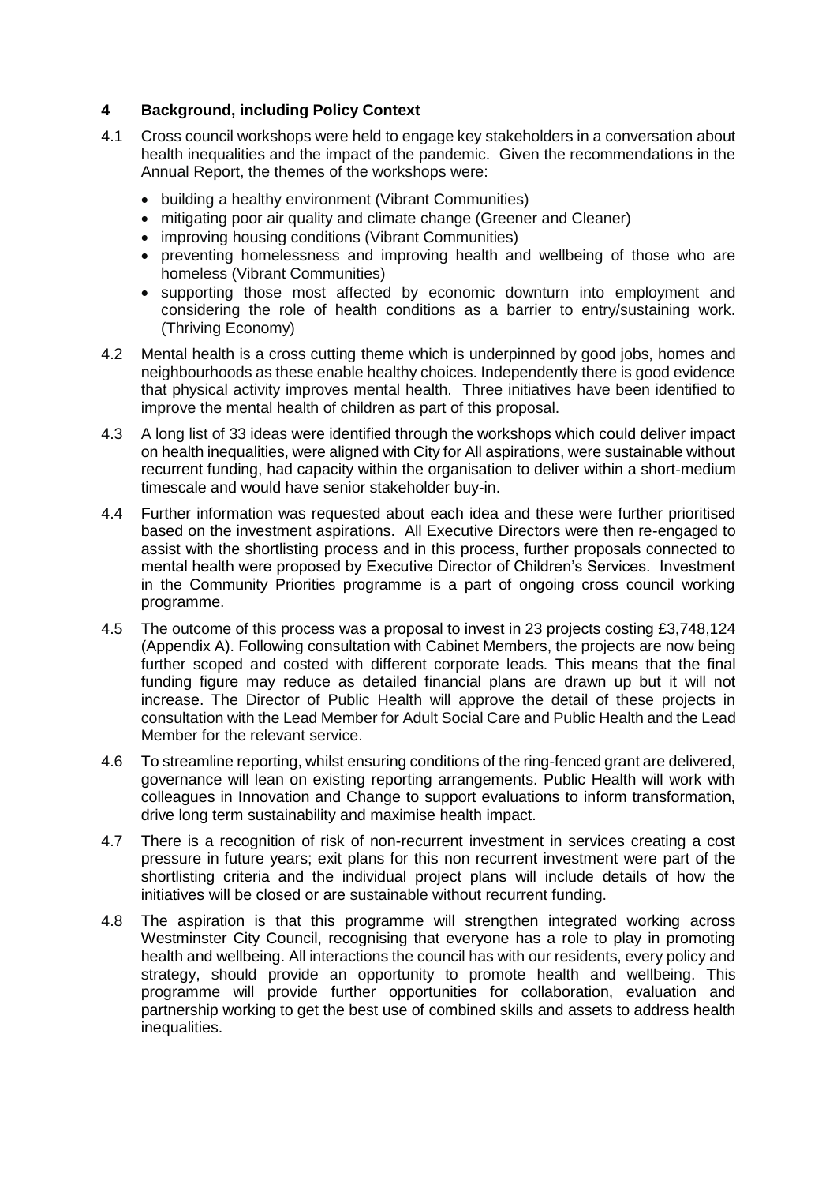## 4 Background, including Policy Context

4.1 Cross council workshops were held to engage key stakeholders in a conversation about health inequalities and the impact of the pandemic. Given the recommendations in the Annual Report, the themes of the workshops were:

- building a healthy environment (Vibrant Communities)
- mitigating poor air quality and climate change (Greener and Cleaner)
- improving housing conditions (Vibrant Communities)
- preventing homelessness and improving health and wellbeing of those who are homeless (Vibrant Communities)
- supporting those most affected by economic downturn into employment and considering the role of health conditions as a barrier to entry/sustaining work. (Thriving Economy)

4.2 Mental health is a cross cutting theme which is underpinned by good jobs, homes and neighbourhoods as these enable healthy choices. Independently there is good evidence that physical activity improves mental health. Three initiatives have been identified to improve the mental health of children as part of this proposal.

4.3 A long list of 33 ideas were identified through the workshops which could deliver impact on health inequalities, were aligned with City for All aspirations, were sustainable without recurrent funding, had capacity within the organisation to deliver within a short-medium timescale and would have senior stakeholder buy-in.

4.4 Further information was requested about each idea and these were further prioritised based on the investment aspirations. All Executive Directors were then re-engaged to assist with the shortlisting process and in this process, further proposals connected to mental health were proposed by Executive Director of Children's Services. Investment in the Community Priorities programme is a part of ongoing cross council working programme.

4.5 The outcome of this process was a proposal to invest in 23 projects costing £3,748,124 (Appendix A). Following consultation with Cabinet Members, the projects are now being further scoped and costed with different corporate leads. This means that the final funding figure may reduce as detailed financial plans are drawn up but it will not increase. The Director of Public Health will approve the detail of these projects in consultation with the Lead Member for Adult Social Care and Public Health and the Lead Member for the relevant service.

4.6 To streamline reporting, whilst ensuring conditions of the ring-fenced grant are delivered, governance will lean on existing reporting arrangements. Public Health will work with colleagues in Innovation and Change to support evaluations to inform transformation, drive long term sustainability and maximise health impact.

4.7 There is a recognition of risk of non-recurrent investment in services creating a cost pressure in future years; exit plans for this non recurrent investment were part of the shortlisting criteria and the individual project plans will include details of how the initiatives will be closed or are sustainable without recurrent funding.

4.8 The aspiration is that this programme will strengthen integrated working across Westminster City Council, recognising that everyone has a role to play in promoting health and wellbeing. All interactions the council has with our residents, every policy and strategy, should provide an opportunity to promote health and wellbeing. This programme will provide further opportunities for collaboration, evaluation and partnership working to get the best use of combined skills and assets to address health inequalities.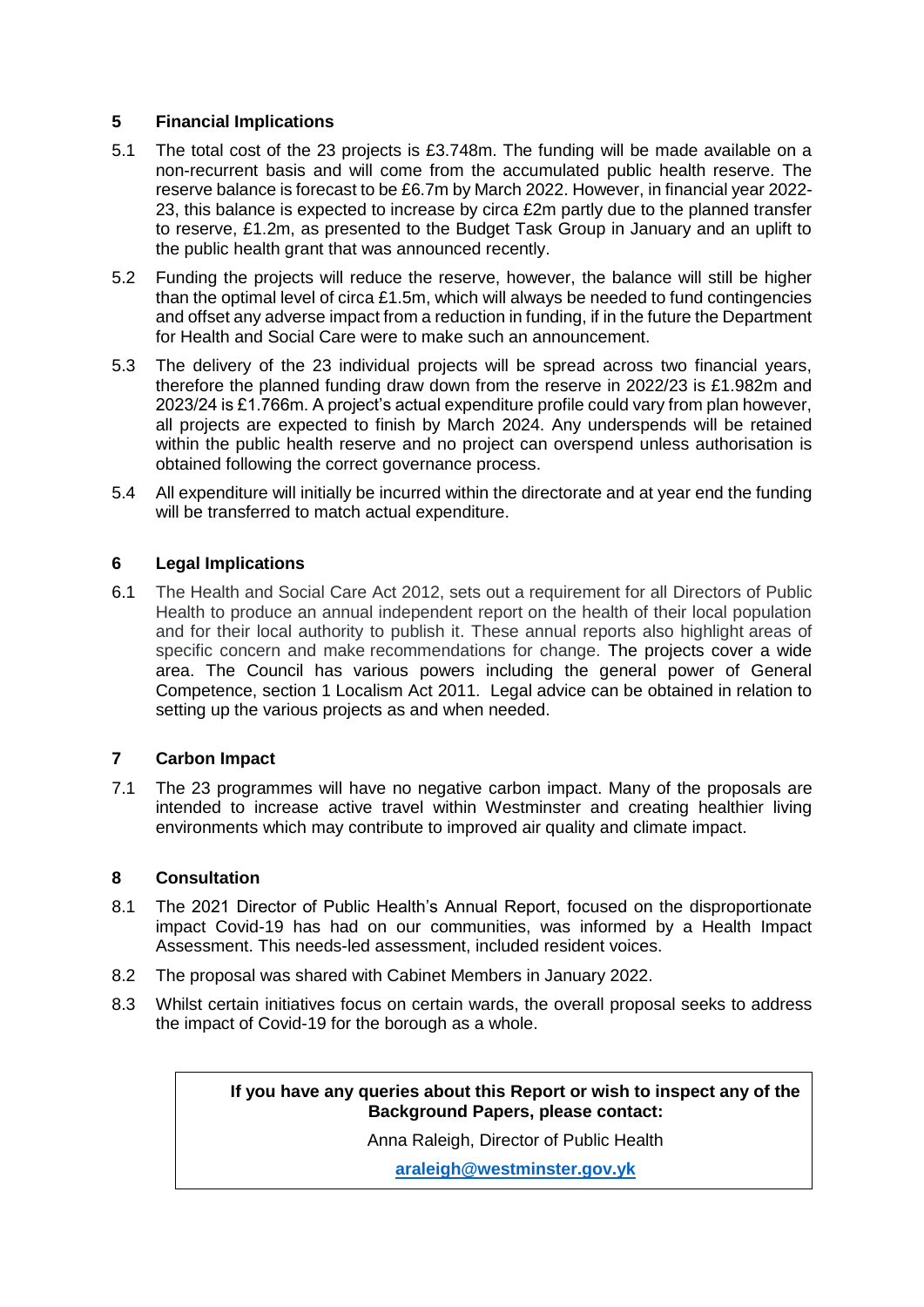## 5 Financial Implications

5.1 The total cost of the 23 projects is £3.748m. The funding will be made available on a non-recurrent basis and will come from the accumulated public health reserve. The reserve balance is forecast to be £6.7m by March 2022. However, in financial year 2022-23, this balance is expected to increase by circa £2m partly due to the planned transfer to reserve, £1.2m, as presented to the Budget Task Group in January and an uplift to the public health grant that was announced recently.

5.2 Funding the projects will reduce the reserve, however, the balance will still be higher than the optimal level of circa £1.5m, which will always be needed to fund contingencies and offset any adverse impact from a reduction in funding, if in the future the Department for Health and Social Care were to make such an announcement.

5.3 The delivery of the 23 individual projects will be spread across two financial years, therefore the planned funding draw down from the reserve in 2022/23 is £1.982m and 2023/24 is £1.766m. A project's actual expenditure profile could vary from plan however, all projects are expected to finish by March 2024. Any underspends will be retained within the public health reserve and no project can overspend unless authorisation is obtained following the correct governance process.

5.4 All expenditure will initially be incurred within the directorate and at year end the funding will be transferred to match actual expenditure.

## 6 Legal Implications

6.1 The Health and Social Care Act 2012, sets out a requirement for all Directors of Public Health to produce an annual independent report on the health of their local population and for their local authority to publish it. These annual reports also highlight areas of specific concern and make recommendations for change. The projects cover a wide area. The Council has various powers including the general power of General Competence, section 1 Localism Act 2011. Legal advice can be obtained in relation to setting up the various projects as and when needed.

## 7 Carbon Impact

7.1 The 23 programmes will have no negative carbon impact. Many of the proposals are intended to increase active travel within Westminster and creating healthier living environments which may contribute to improved air quality and climate impact.

## 8 Consultation

8.1 The 2021 Director of Public Health's Annual Report, focused on the disproportionate impact Covid-19 has had on our communities, was informed by a Health Impact Assessment. This needs-led assessment, included resident voices.

8.2 The proposal was shared with Cabinet Members in January 2022.

8.3 Whilst certain initiatives focus on certain wards, the overall proposal seeks to address the impact of Covid-19 for the borough as a whole.

**If you have any queries about this Report or wish to inspect any of the Background Papers, please contact:**

Anna Raleigh, Director of Public Health

**araleigh@westminster.gov.yk**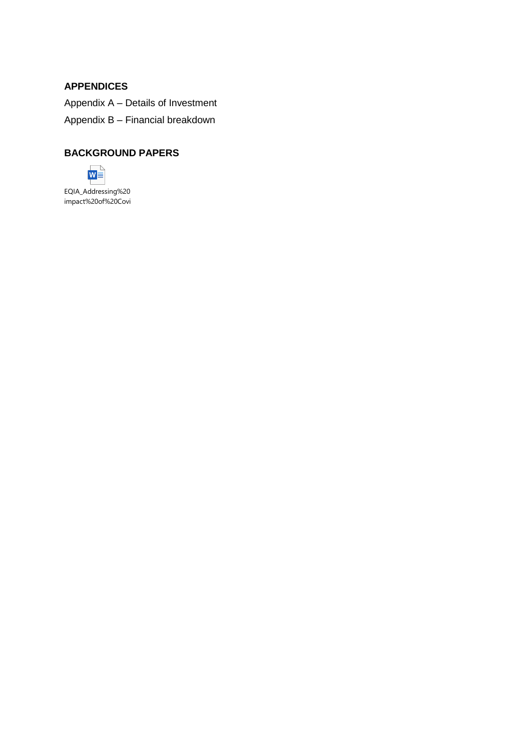## APPENDICES

Appendix A – Details of Investment

Appendix B – Financial breakdown

## BACKGROUND PAPERS

EQIA_Addressing%20
impact%20of%20Covi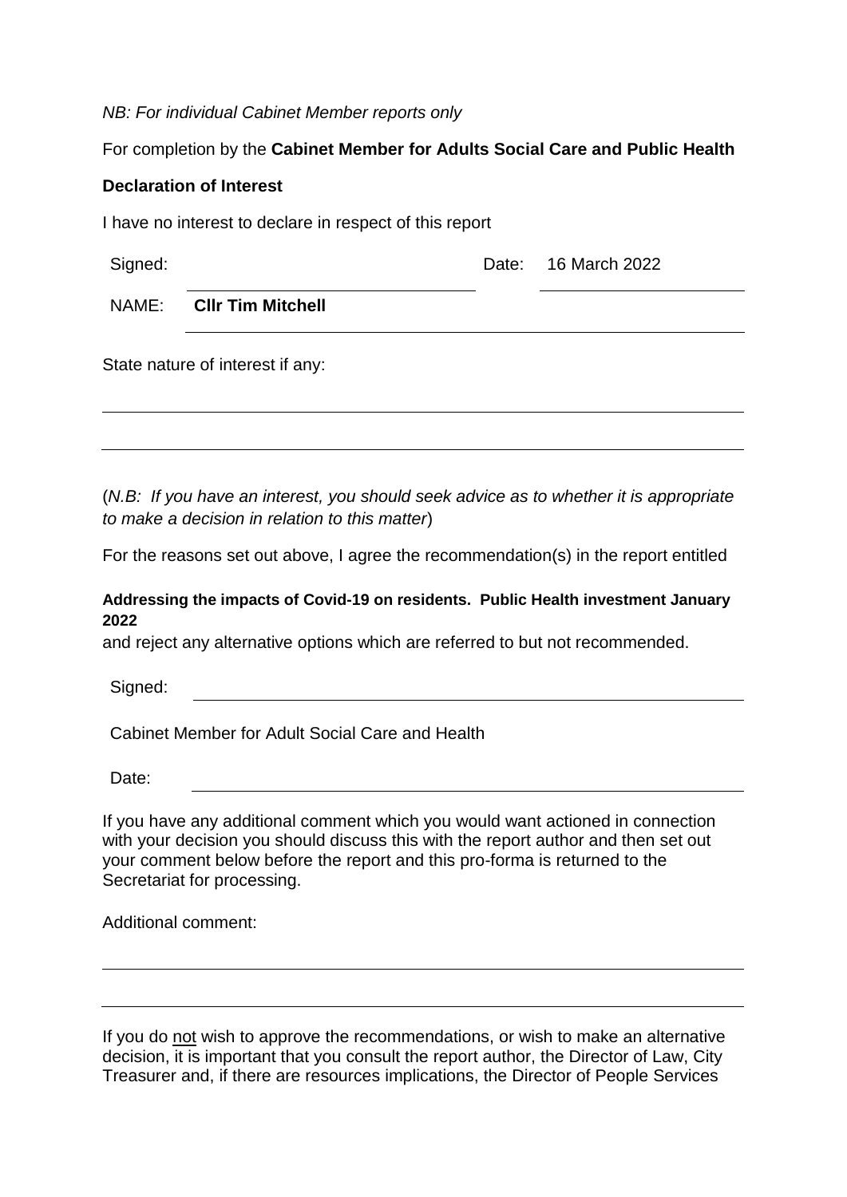*NB: For individual Cabinet Member reports only*

For completion by the **Cabinet Member for Adults Social Care and Public Health**

**Declaration of Interest**

I have no interest to declare in respect of this report

Signed: ______________________ Date: 16 March 2022

NAME: **Cllr Tim Mitchell**

State nature of interest if any:

______________________________________________________________________

______________________________________________________________________

(*N.B: If you have an interest, you should seek advice as to whether it is appropriate to make a decision in relation to this matter*)

For the reasons set out above, I agree the recommendation(s) in the report entitled

**Addressing the impacts of Covid-19 on residents. Public Health investment January 2022**

and reject any alternative options which are referred to but not recommended.

Signed: ______________________________________________

Cabinet Member for Adult Social Care and Health

Date: ______________________________________________

If you have any additional comment which you would want actioned in connection with your decision you should discuss this with the report author and then set out your comment below before the report and this pro-forma is returned to the Secretariat for processing.

Additional comment:

______________________________________________________________________

______________________________________________________________________

If you do not wish to approve the recommendations, or wish to make an alternative decision, it is important that you consult the report author, the Director of Law, City Treasurer and, if there are resources implications, the Director of People Services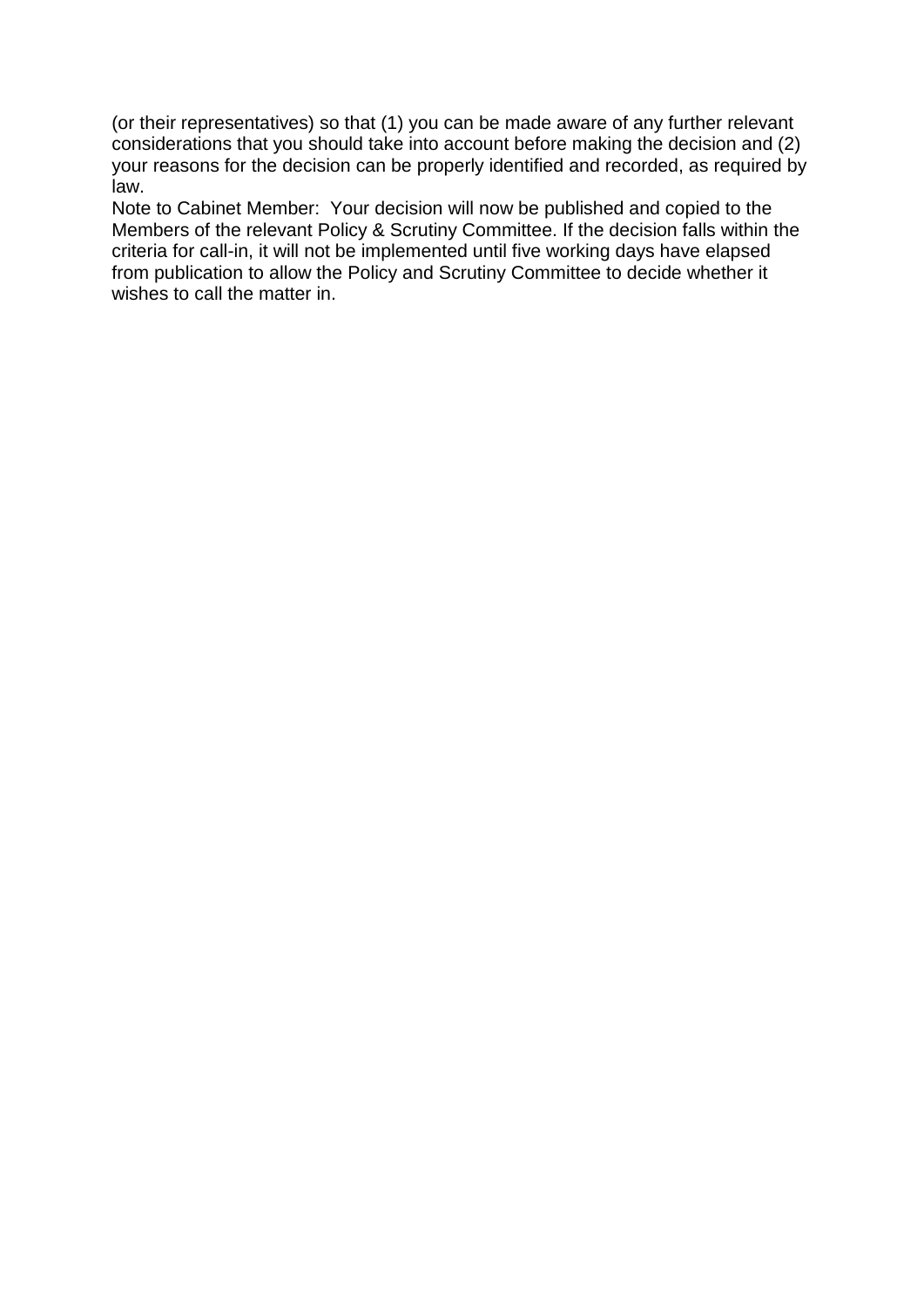(or their representatives) so that (1) you can be made aware of any further relevant considerations that you should take into account before making the decision and (2) your reasons for the decision can be properly identified and recorded, as required by law.

Note to Cabinet Member: Your decision will now be published and copied to the Members of the relevant Policy & Scrutiny Committee. If the decision falls within the criteria for call-in, it will not be implemented until five working days have elapsed from publication to allow the Policy and Scrutiny Committee to decide whether it wishes to call the matter in.